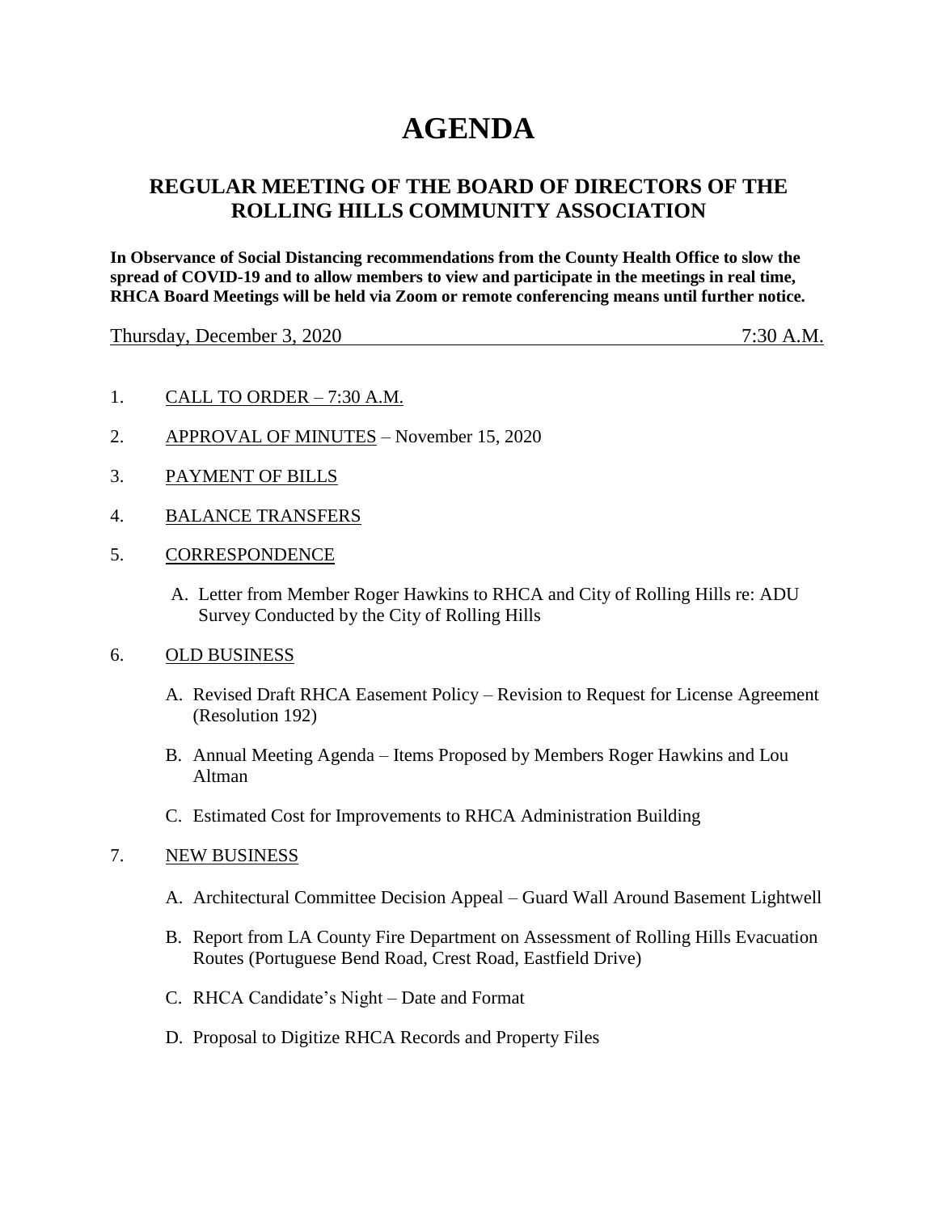# AGENDA

## REGULAR MEETING OF THE BOARD OF DIRECTORS OF THE ROLLING HILLS COMMUNITY ASSOCIATION

**In Observance of Social Distancing recommendations from the County Health Office to slow the spread of COVID-19 and to allow members to view and participate in the meetings in real time, RHCA Board Meetings will be held via Zoom or remote conferencing means until further notice.**

Thursday, December 3, 2020 7:30 A.M.

1. CALL TO ORDER – 7:30 A.M.

2. APPROVAL OF MINUTES – November 15, 2020

3. PAYMENT OF BILLS

4. BALANCE TRANSFERS

5. CORRESPONDENCE

   A. Letter from Member Roger Hawkins to RHCA and City of Rolling Hills re: ADU Survey Conducted by the City of Rolling Hills

6. OLD BUSINESS

   A. Revised Draft RHCA Easement Policy – Revision to Request for License Agreement (Resolution 192)

   B. Annual Meeting Agenda – Items Proposed by Members Roger Hawkins and Lou Altman

   C. Estimated Cost for Improvements to RHCA Administration Building

7. NEW BUSINESS

   A. Architectural Committee Decision Appeal – Guard Wall Around Basement Lightwell

   B. Report from LA County Fire Department on Assessment of Rolling Hills Evacuation Routes (Portuguese Bend Road, Crest Road, Eastfield Drive)

   C. RHCA Candidate's Night – Date and Format

   D. Proposal to Digitize RHCA Records and Property Files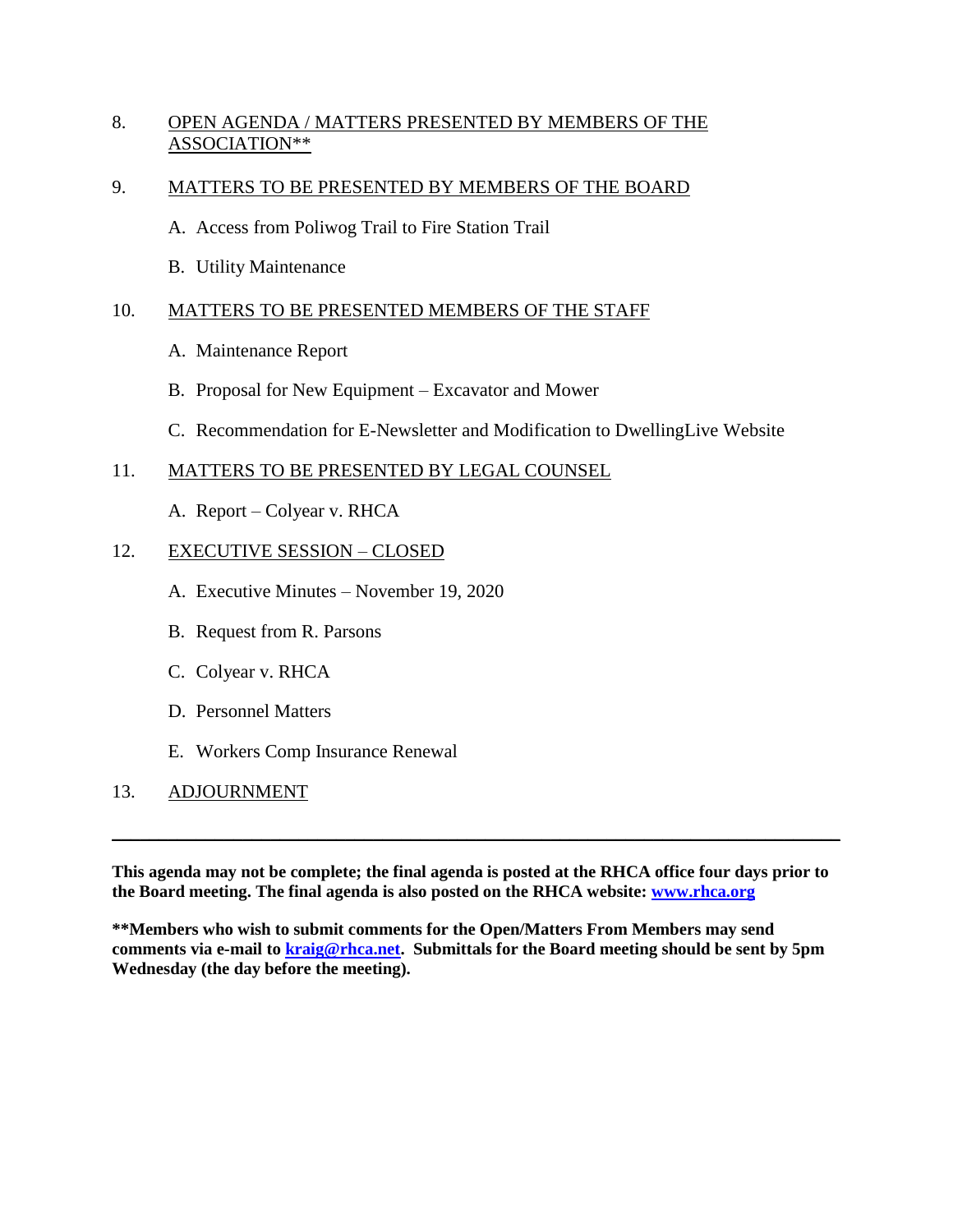8. <u>OPEN AGENDA / MATTERS PRESENTED BY MEMBERS OF THE ASSOCIATION**</u>

9. <u>MATTERS TO BE PRESENTED BY MEMBERS OF THE BOARD</u>

   A. Access from Poliwog Trail to Fire Station Trail

   B. Utility Maintenance

10. <u>MATTERS TO BE PRESENTED MEMBERS OF THE STAFF</u>

    A. Maintenance Report

    B. Proposal for New Equipment – Excavator and Mower

    C. Recommendation for E-Newsletter and Modification to DwellingLive Website

11. <u>MATTERS TO BE PRESENTED BY LEGAL COUNSEL</u>

    A. Report – Colyear v. RHCA

12. <u>EXECUTIVE SESSION – CLOSED</u>

    A. Executive Minutes – November 19, 2020

    B. Request from R. Parsons

    C. Colyear v. RHCA

    D. Personnel Matters

    E. Workers Comp Insurance Renewal

13. <u>ADJOURNMENT</u>

---

**This agenda may not be complete; the final agenda is posted at the RHCA office four days prior to the Board meeting. The final agenda is also posted on the RHCA website: [www.rhca.org](http://www.rhca.org)**

****Members who wish to submit comments for the Open/Matters From Members may send comments via e-mail to [kraig@rhca.net](mailto:kraig@rhca.net). Submittals for the Board meeting should be sent by 5pm Wednesday (the day before the meeting).**